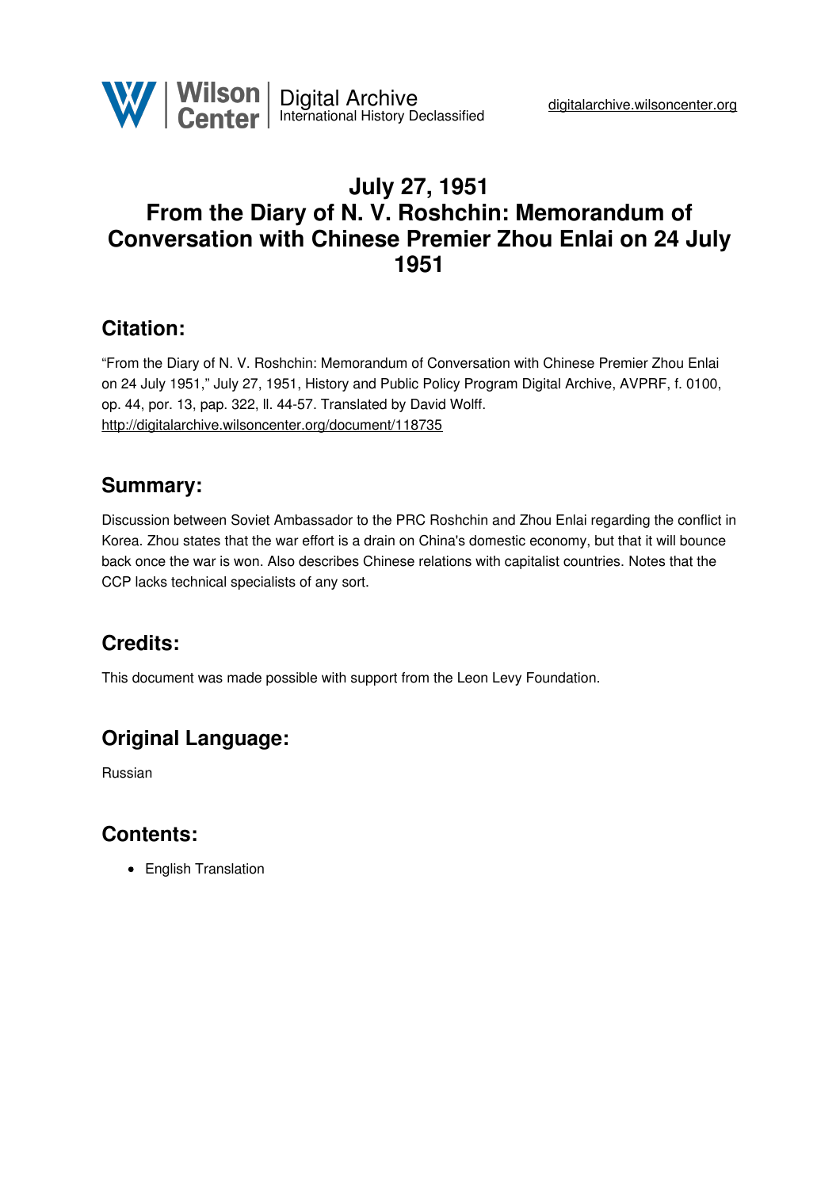# July 27, 1951
# From the Diary of N. V. Roshchin: Memorandum of Conversation with Chinese Premier Zhou Enlai on 24 July 1951

## Citation:

"From the Diary of N. V. Roshchin: Memorandum of Conversation with Chinese Premier Zhou Enlai on 24 July 1951," July 27, 1951, History and Public Policy Program Digital Archive, AVPRF, f. 0100, op. 44, por. 13, pap. 322, ll. 44-57. Translated by David Wolff.
http://digitalarchive.wilsoncenter.org/document/118735

## Summary:

Discussion between Soviet Ambassador to the PRC Roshchin and Zhou Enlai regarding the conflict in Korea. Zhou states that the war effort is a drain on China's domestic economy, but that it will bounce back once the war is won. Also describes Chinese relations with capitalist countries. Notes that the CCP lacks technical specialists of any sort.

## Credits:

This document was made possible with support from the Leon Levy Foundation.

## Original Language:

Russian

## Contents:

- English Translation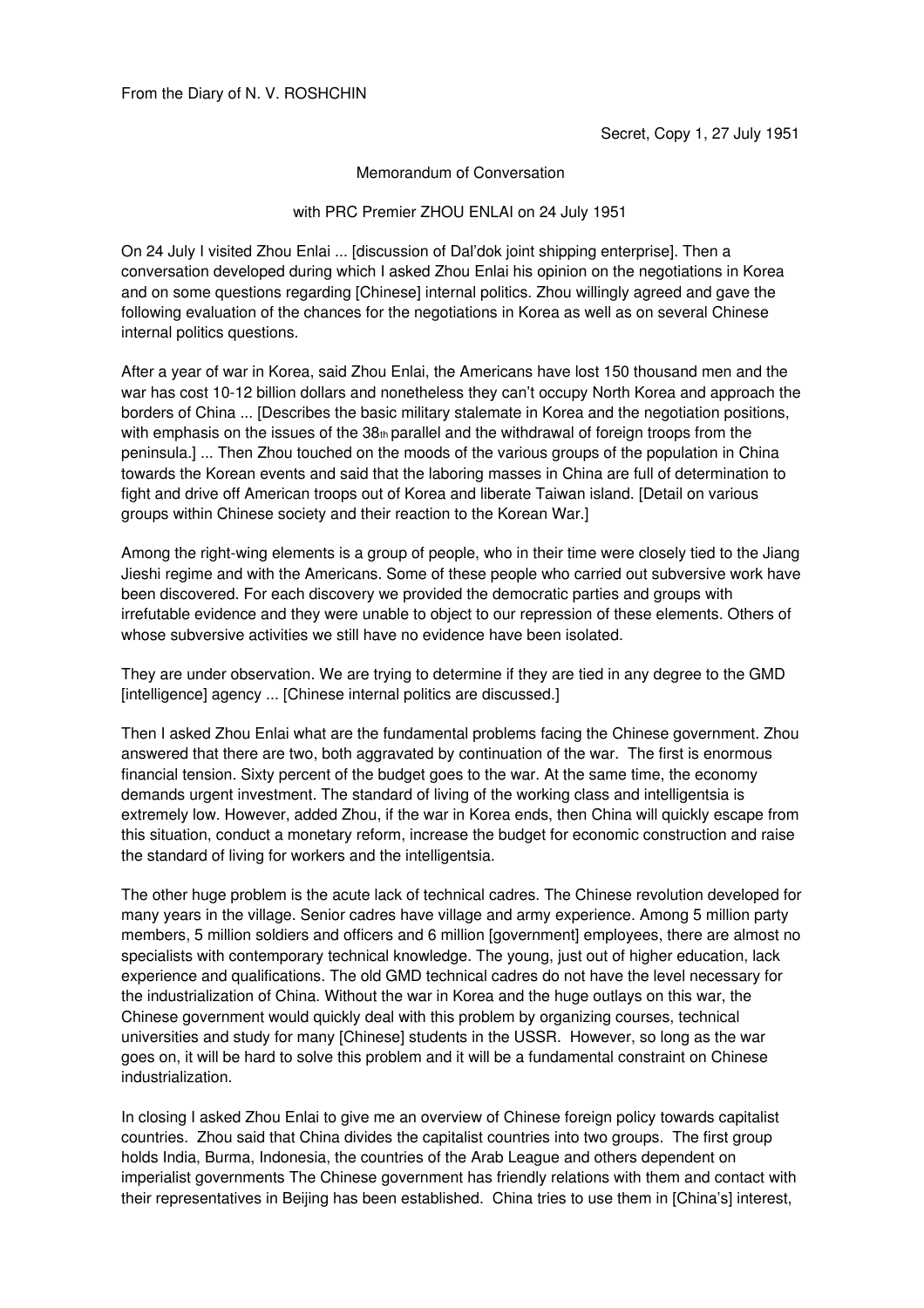From the Diary of N. V. ROSHCHIN

Secret, Copy 1, 27 July 1951

Memorandum of Conversation

with PRC Premier ZHOU ENLAI on 24 July 1951

On 24 July I visited Zhou Enlai ... [discussion of Dal'dok joint shipping enterprise]. Then a conversation developed during which I asked Zhou Enlai his opinion on the negotiations in Korea and on some questions regarding [Chinese] internal politics. Zhou willingly agreed and gave the following evaluation of the chances for the negotiations in Korea as well as on several Chinese internal politics questions.

After a year of war in Korea, said Zhou Enlai, the Americans have lost 150 thousand men and the war has cost 10-12 billion dollars and nonetheless they can't occupy North Korea and approach the borders of China ... [Describes the basic military stalemate in Korea and the negotiation positions, with emphasis on the issues of the 38th parallel and the withdrawal of foreign troops from the peninsula.] ... Then Zhou touched on the moods of the various groups of the population in China towards the Korean events and said that the laboring masses in China are full of determination to fight and drive off American troops out of Korea and liberate Taiwan island. [Detail on various groups within Chinese society and their reaction to the Korean War.]

Among the right-wing elements is a group of people, who in their time were closely tied to the Jiang Jieshi regime and with the Americans. Some of these people who carried out subversive work have been discovered. For each discovery we provided the democratic parties and groups with irrefutable evidence and they were unable to object to our repression of these elements. Others of whose subversive activities we still have no evidence have been isolated.

They are under observation. We are trying to determine if they are tied in any degree to the GMD [intelligence] agency ... [Chinese internal politics are discussed.]

Then I asked Zhou Enlai what are the fundamental problems facing the Chinese government. Zhou answered that there are two, both aggravated by continuation of the war. The first is enormous financial tension. Sixty percent of the budget goes to the war. At the same time, the economy demands urgent investment. The standard of living of the working class and intelligentsia is extremely low. However, added Zhou, if the war in Korea ends, then China will quickly escape from this situation, conduct a monetary reform, increase the budget for economic construction and raise the standard of living for workers and the intelligentsia.

The other huge problem is the acute lack of technical cadres. The Chinese revolution developed for many years in the village. Senior cadres have village and army experience. Among 5 million party members, 5 million soldiers and officers and 6 million [government] employees, there are almost no specialists with contemporary technical knowledge. The young, just out of higher education, lack experience and qualifications. The old GMD technical cadres do not have the level necessary for the industrialization of China. Without the war in Korea and the huge outlays on this war, the Chinese government would quickly deal with this problem by organizing courses, technical universities and study for many [Chinese] students in the USSR. However, so long as the war goes on, it will be hard to solve this problem and it will be a fundamental constraint on Chinese industrialization.

In closing I asked Zhou Enlai to give me an overview of Chinese foreign policy towards capitalist countries. Zhou said that China divides the capitalist countries into two groups. The first group holds India, Burma, Indonesia, the countries of the Arab League and others dependent on imperialist governments The Chinese government has friendly relations with them and contact with their representatives in Beijing has been established. China tries to use them in [China's] interest,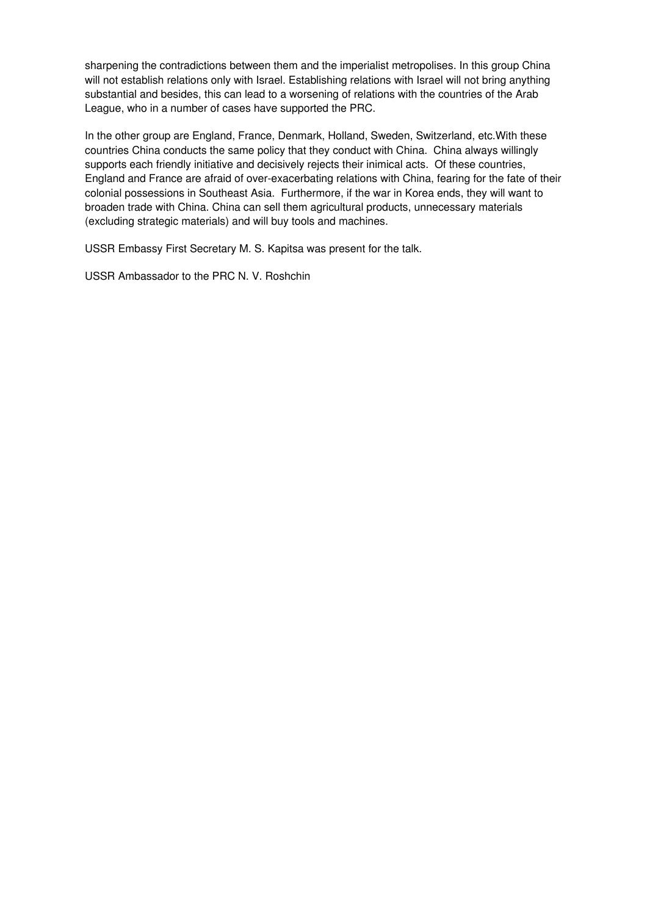sharpening the contradictions between them and the imperialist metropolises. In this group China will not establish relations only with Israel. Establishing relations with Israel will not bring anything substantial and besides, this can lead to a worsening of relations with the countries of the Arab League, who in a number of cases have supported the PRC.

In the other group are England, France, Denmark, Holland, Sweden, Switzerland, etc.With these countries China conducts the same policy that they conduct with China. China always willingly supports each friendly initiative and decisively rejects their inimical acts. Of these countries, England and France are afraid of over-exacerbating relations with China, fearing for the fate of their colonial possessions in Southeast Asia. Furthermore, if the war in Korea ends, they will want to broaden trade with China. China can sell them agricultural products, unnecessary materials (excluding strategic materials) and will buy tools and machines.

USSR Embassy First Secretary M. S. Kapitsa was present for the talk.

USSR Ambassador to the PRC N. V. Roshchin